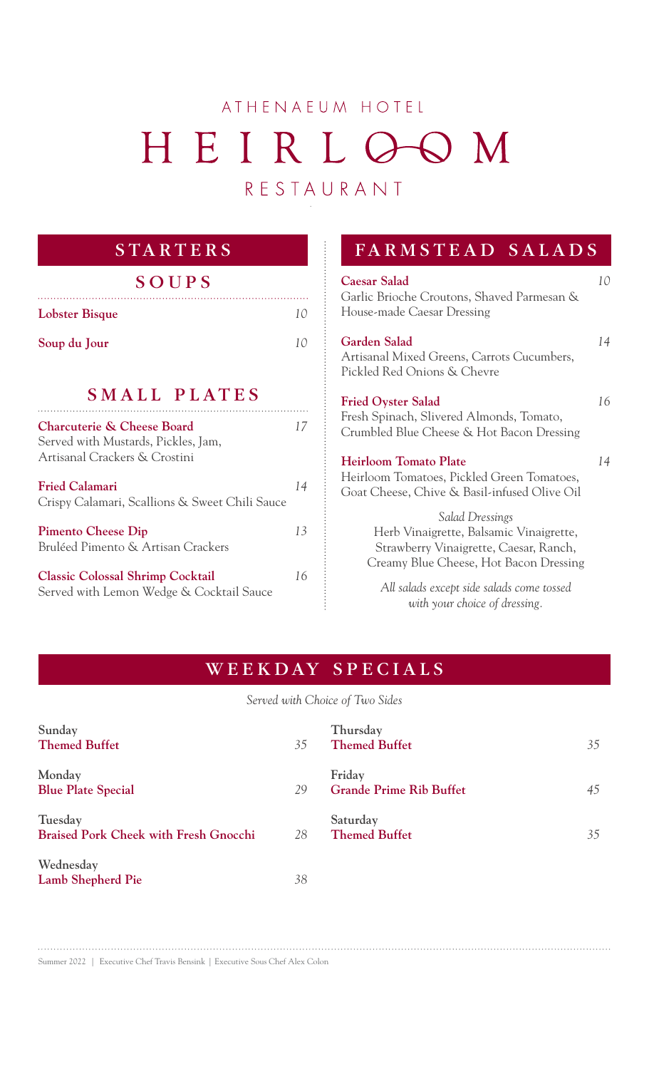ATHENAEUM HOTEL

# HEIRLOOM

RESTAURANT

## STARTERS

### SOUPS

**Lobster Bisque** — *10*

**Soup du Jour** — *10*

### SMALL PLATES

**Charcuterie & Cheese Board** — *17*
Served with Mustards, Pickles, Jam, Artisanal Crackers & Crostini

**Fried Calamari** — *14*
Crispy Calamari, Scallions & Sweet Chili Sauce

**Pimento Cheese Dip** — *13*
Bruléed Pimento & Artisan Crackers

**Classic Colossal Shrimp Cocktail** — *16*
Served with Lemon Wedge & Cocktail Sauce

## FARMSTEAD SALADS

**Caesar Salad** — *10*
Garlic Brioche Croutons, Shaved Parmesan & House-made Caesar Dressing

**Garden Salad** — *14*
Artisanal Mixed Greens, Carrots Cucumbers, Pickled Red Onions & Chevre

**Fried Oyster Salad** — *16*
Fresh Spinach, Slivered Almonds, Tomato, Crumbled Blue Cheese & Hot Bacon Dressing

**Heirloom Tomato Plate** — *14*
Heirloom Tomatoes, Pickled Green Tomatoes, Goat Cheese, Chive & Basil-infused Olive Oil

*Salad Dressings*
Herb Vinaigrette, Balsamic Vinaigrette, Strawberry Vinaigrette, Caesar, Ranch, Creamy Blue Cheese, Hot Bacon Dressing

*All salads except side salads come tossed with your choice of dressing.*

## WEEKDAY SPECIALS

*Served with Choice of Two Sides*

Sunday
**Themed Buffet** — *35*

Monday
**Blue Plate Special** — *29*

Tuesday
**Braised Pork Cheek with Fresh Gnocchi** — *28*

Wednesday
**Lamb Shepherd Pie** — *38*

Thursday
**Themed Buffet** — *35*

Friday
**Grande Prime Rib Buffet** — *45*

Saturday
**Themed Buffet** — *35*

Summer 2022 | Executive Chef Travis Bensink | Executive Sous Chef Alex Colon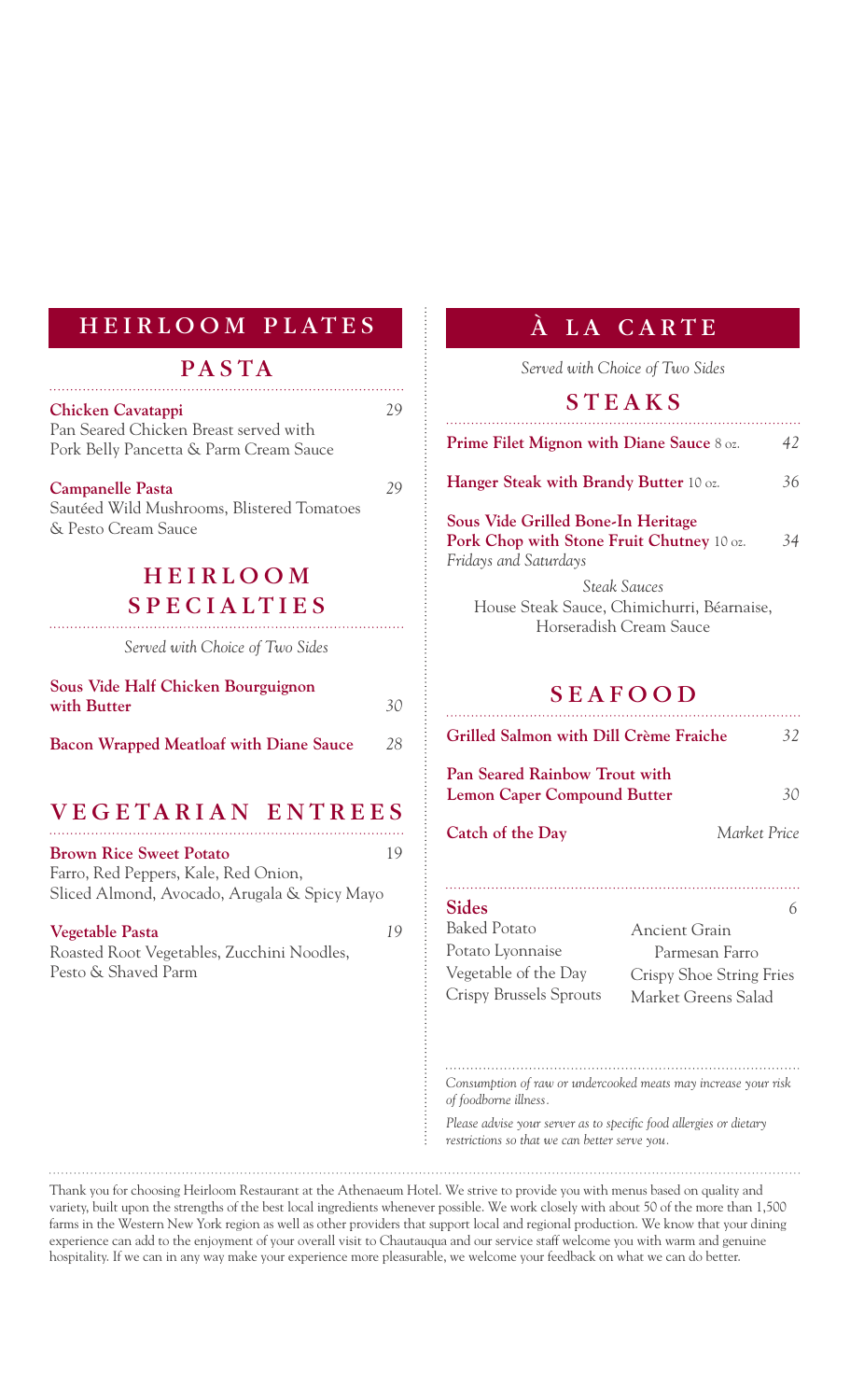# HEIRLOOM PLATES

## PASTA

**Chicken Cavatappi** 29
Pan Seared Chicken Breast served with Pork Belly Pancetta & Parm Cream Sauce

**Campanelle Pasta** *29*
Sautéed Wild Mushrooms, Blistered Tomatoes & Pesto Cream Sauce

## HEIRLOOM SPECIALTIES

*Served with Choice of Two Sides*

**Sous Vide Half Chicken Bourguignon with Butter** 30

**Bacon Wrapped Meatloaf with Diane Sauce** 28

## VEGETARIAN ENTREES

**Brown Rice Sweet Potato** 19
Farro, Red Peppers, Kale, Red Onion, Sliced Almond, Avocado, Arugala & Spicy Mayo

**Vegetable Pasta** *19*
Roasted Root Vegetables, Zucchini Noodles, Pesto & Shaved Parm

# À LA CARTE

*Served with Choice of Two Sides*

## STEAKS

**Prime Filet Mignon with Diane Sauce** 8 oz. *42*

**Hanger Steak with Brandy Butter** 10 oz. *36*

**Sous Vide Grilled Bone-In Heritage Pork Chop with Stone Fruit Chutney** 10 oz. *34*
*Fridays and Saturdays*

*Steak Sauces*
House Steak Sauce, Chimichurri, Béarnaise, Horseradish Cream Sauce

## SEAFOOD

**Grilled Salmon with Dill Crème Fraiche** *32*

**Pan Seared Rainbow Trout with Lemon Caper Compound Butter** *30*

**Catch of the Day** *Market Price*

**Sides** 6

- Baked Potato
- Potato Lyonnaise
- Vegetable of the Day
- Crispy Brussels Sprouts
- Ancient Grain Parmesan Farro
- Crispy Shoe String Fries
- Market Greens Salad

*Consumption of raw or undercooked meats may increase your risk of foodborne illness.*

*Please advise your server as to specific food allergies or dietary restrictions so that we can better serve you.*

Thank you for choosing Heirloom Restaurant at the Athenaeum Hotel. We strive to provide you with menus based on quality and variety, built upon the strengths of the best local ingredients whenever possible. We work closely with about 50 of the more than 1,500 farms in the Western New York region as well as other providers that support local and regional production. We know that your dining experience can add to the enjoyment of your overall visit to Chautauqua and our service staff welcome you with warm and genuine hospitality. If we can in any way make your experience more pleasurable, we welcome your feedback on what we can do better.